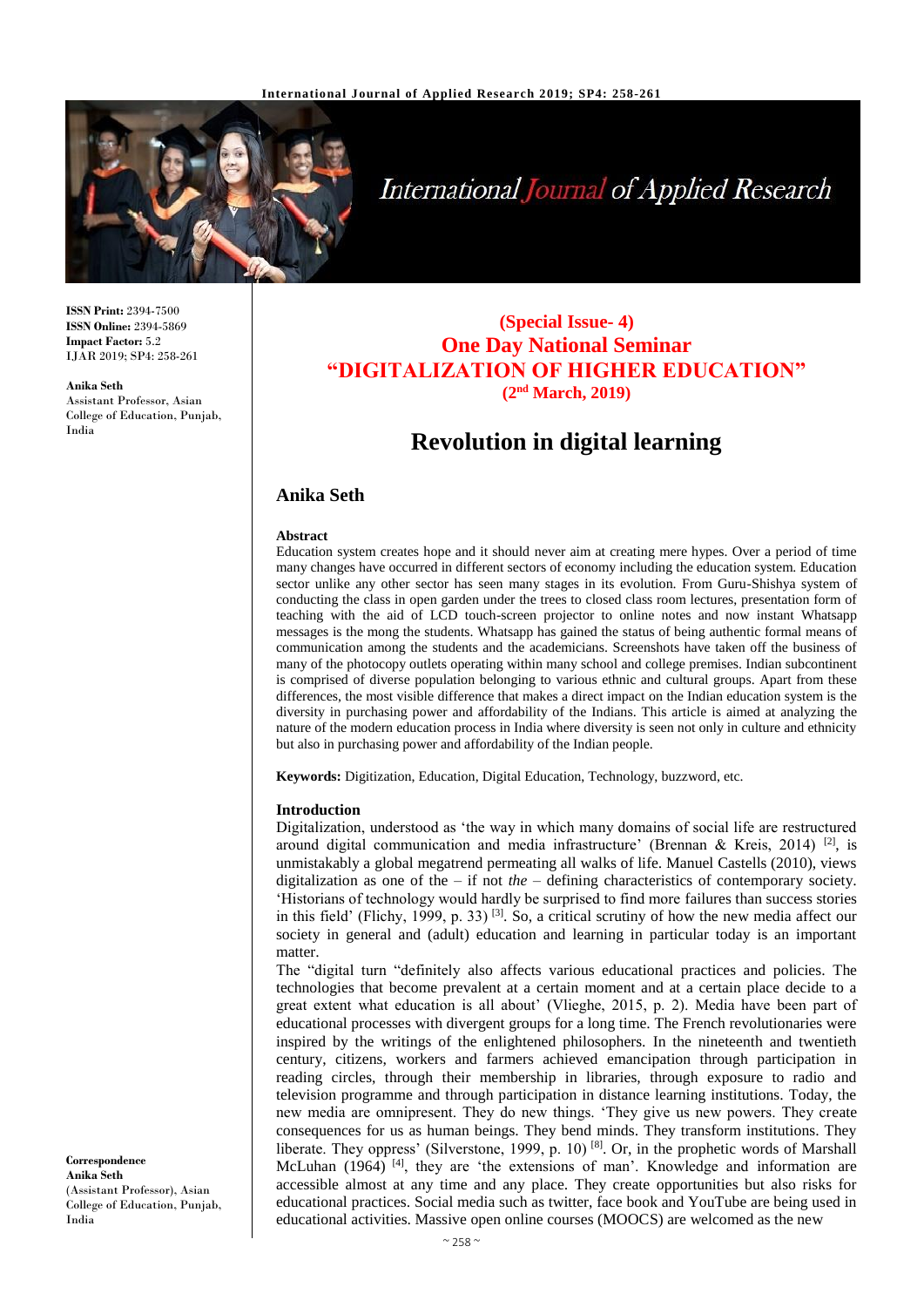ISSN Print: 2394-7500
ISSN Online: 2394-5869
Impact Factor: 5.2
IJAR 2019; SP4: 258-261

**Anika Seth**
Assistant Professor, Asian College of Education, Punjab, India

**Correspondence**
**Anika Seth**
(Assistant Professor), Asian College of Education, Punjab, India

International Journal of Applied Research

**(Special Issue- 4)**
**One Day National Seminar**
**"DIGITALIZATION OF HIGHER EDUCATION"**
**(2nd March, 2019)**

# Revolution in digital learning

## Anika Seth

### Abstract

Education system creates hope and it should never aim at creating mere hypes. Over a period of time many changes have occurred in different sectors of economy including the education system. Education sector unlike any other sector has seen many stages in its evolution. From Guru-Shishya system of conducting the class in open garden under the trees to closed class room lectures, presentation form of teaching with the aid of LCD touch-screen projector to online notes and now instant Whatsapp messages is the mong the students. Whatsapp has gained the status of being authentic formal means of communication among the students and the academicians. Screenshots have taken off the business of many of the photocopy outlets operating within many school and college premises. Indian subcontinent is comprised of diverse population belonging to various ethnic and cultural groups. Apart from these differences, the most visible difference that makes a direct impact on the Indian education system is the diversity in purchasing power and affordability of the Indians. This article is aimed at analyzing the nature of the modern education process in India where diversity is seen not only in culture and ethnicity but also in purchasing power and affordability of the Indian people.

**Keywords:** Digitization, Education, Digital Education, Technology, buzzword, etc.

### Introduction

Digitalization, understood as 'the way in which many domains of social life are restructured around digital communication and media infrastructure' (Brennan & Kreis, 2014) [2], is unmistakably a global megatrend permeating all walks of life. Manuel Castells (2010), views digitalization as one of the – if not *the* – defining characteristics of contemporary society. 'Historians of technology would hardly be surprised to find more failures than success stories in this field' (Flichy, 1999, p. 33) [3]. So, a critical scrutiny of how the new media affect our society in general and (adult) education and learning in particular today is an important matter.

The "digital turn "definitely also affects various educational practices and policies. The technologies that become prevalent at a certain moment and at a certain place decide to a great extent what education is all about' (Vlieghe, 2015, p. 2). Media have been part of educational processes with divergent groups for a long time. The French revolutionaries were inspired by the writings of the enlightened philosophers. In the nineteenth and twentieth century, citizens, workers and farmers achieved emancipation through participation in reading circles, through their membership in libraries, through exposure to radio and television programme and through participation in distance learning institutions. Today, the new media are omnipresent. They do new things. 'They give us new powers. They create consequences for us as human beings. They bend minds. They transform institutions. They liberate. They oppress' (Silverstone, 1999, p. 10) [8]. Or, in the prophetic words of Marshall McLuhan (1964) [4], they are 'the extensions of man'. Knowledge and information are accessible almost at any time and any place. They create opportunities but also risks for educational practices. Social media such as twitter, face book and YouTube are being used in educational activities. Massive open online courses (MOOCS) are welcomed as the new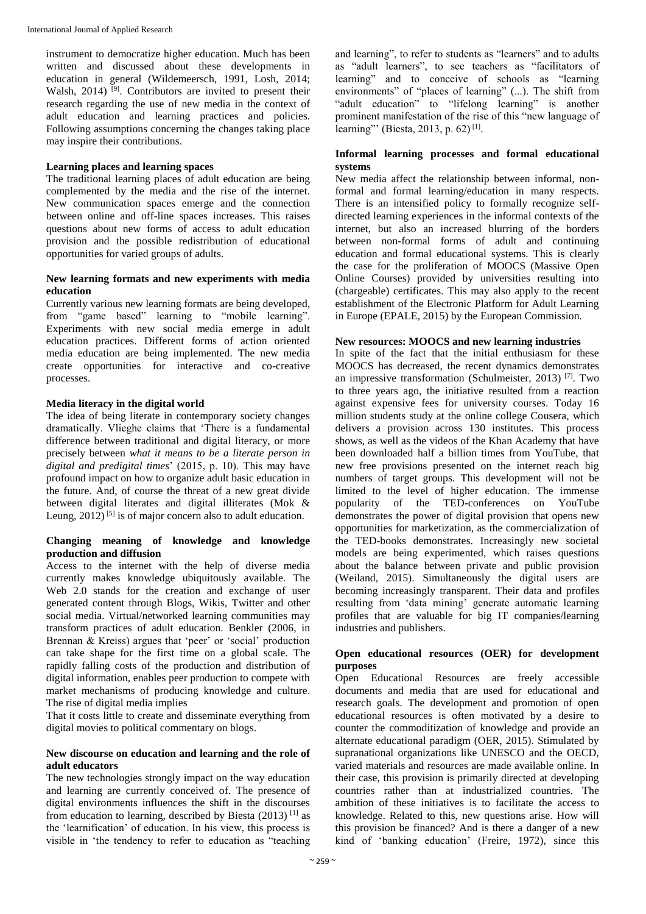instrument to democratize higher education. Much has been written and discussed about these developments in education in general (Wildemeersch, 1991, Losh, 2014; Walsh, 2014) [9]. Contributors are invited to present their research regarding the use of new media in the context of adult education and learning practices and policies. Following assumptions concerning the changes taking place may inspire their contributions.

### Learning places and learning spaces

The traditional learning places of adult education are being complemented by the media and the rise of the internet. New communication spaces emerge and the connection between online and off-line spaces increases. This raises questions about new forms of access to adult education provision and the possible redistribution of educational opportunities for varied groups of adults.

### New learning formats and new experiments with media education

Currently various new learning formats are being developed, from "game based" learning to "mobile learning". Experiments with new social media emerge in adult education practices. Different forms of action oriented media education are being implemented. The new media create opportunities for interactive and co-creative processes.

### Media literacy in the digital world

The idea of being literate in contemporary society changes dramatically. Vlieghe claims that 'There is a fundamental difference between traditional and digital literacy, or more precisely between *what it means to be a literate person in digital and predigital times*' (2015, p. 10). This may have profound impact on how to organize adult basic education in the future. And, of course the threat of a new great divide between digital literates and digital illiterates (Mok & Leung, 2012) [5] is of major concern also to adult education.

### Changing meaning of knowledge and knowledge production and diffusion

Access to the internet with the help of diverse media currently makes knowledge ubiquitously available. The Web 2.0 stands for the creation and exchange of user generated content through Blogs, Wikis, Twitter and other social media. Virtual/networked learning communities may transform practices of adult education. Benkler (2006, in Brennan & Kreiss) argues that 'peer' or 'social' production can take shape for the first time on a global scale. The rapidly falling costs of the production and distribution of digital information, enables peer production to compete with market mechanisms of producing knowledge and culture. The rise of digital media implies

That it costs little to create and disseminate everything from digital movies to political commentary on blogs.

### New discourse on education and learning and the role of adult educators

The new technologies strongly impact on the way education and learning are currently conceived of. The presence of digital environments influences the shift in the discourses from education to learning, described by Biesta (2013) [1] as the 'learnification' of education. In his view, this process is visible in 'the tendency to refer to education as "teaching and learning", to refer to students as "learners" and to adults as "adult learners", to see teachers as "facilitators of learning" and to conceive of schools as "learning environments" of "places of learning" (...). The shift from "adult education" to "lifelong learning" is another prominent manifestation of the rise of this "new language of learning"' (Biesta, 2013, p. 62) [1].

### Informal learning processes and formal educational systems

New media affect the relationship between informal, non-formal and formal learning/education in many respects. There is an intensified policy to formally recognize self-directed learning experiences in the informal contexts of the internet, but also an increased blurring of the borders between non-formal forms of adult and continuing education and formal educational systems. This is clearly the case for the proliferation of MOOCS (Massive Open Online Courses) provided by universities resulting into (chargeable) certificates. This may also apply to the recent establishment of the Electronic Platform for Adult Learning in Europe (EPALE, 2015) by the European Commission.

### New resources: MOOCS and new learning industries

In spite of the fact that the initial enthusiasm for these MOOCS has decreased, the recent dynamics demonstrates an impressive transformation (Schulmeister, 2013) [7]. Two to three years ago, the initiative resulted from a reaction against expensive fees for university courses. Today 16 million students study at the online college Cousera, which delivers a provision across 130 institutes. This process shows, as well as the videos of the Khan Academy that have been downloaded half a billion times from YouTube, that new free provisions presented on the internet reach big numbers of target groups. This development will not be limited to the level of higher education. The immense popularity of the TED-conferences on YouTube demonstrates the power of digital provision that opens new opportunities for marketization, as the commercialization of the TED-books demonstrates. Increasingly new societal models are being experimented, which raises questions about the balance between private and public provision (Weiland, 2015). Simultaneously the digital users are becoming increasingly transparent. Their data and profiles resulting from 'data mining' generate automatic learning profiles that are valuable for big IT companies/learning industries and publishers.

### Open educational resources (OER) for development purposes

Open Educational Resources are freely accessible documents and media that are used for educational and research goals. The development and promotion of open educational resources is often motivated by a desire to counter the commoditization of knowledge and provide an alternate educational paradigm (OER, 2015). Stimulated by supranational organizations like UNESCO and the OECD, varied materials and resources are made available online. In their case, this provision is primarily directed at developing countries rather than at industrialized countries. The ambition of these initiatives is to facilitate the access to knowledge. Related to this, new questions arise. How will this provision be financed? And is there a danger of a new kind of 'banking education' (Freire, 1972), since this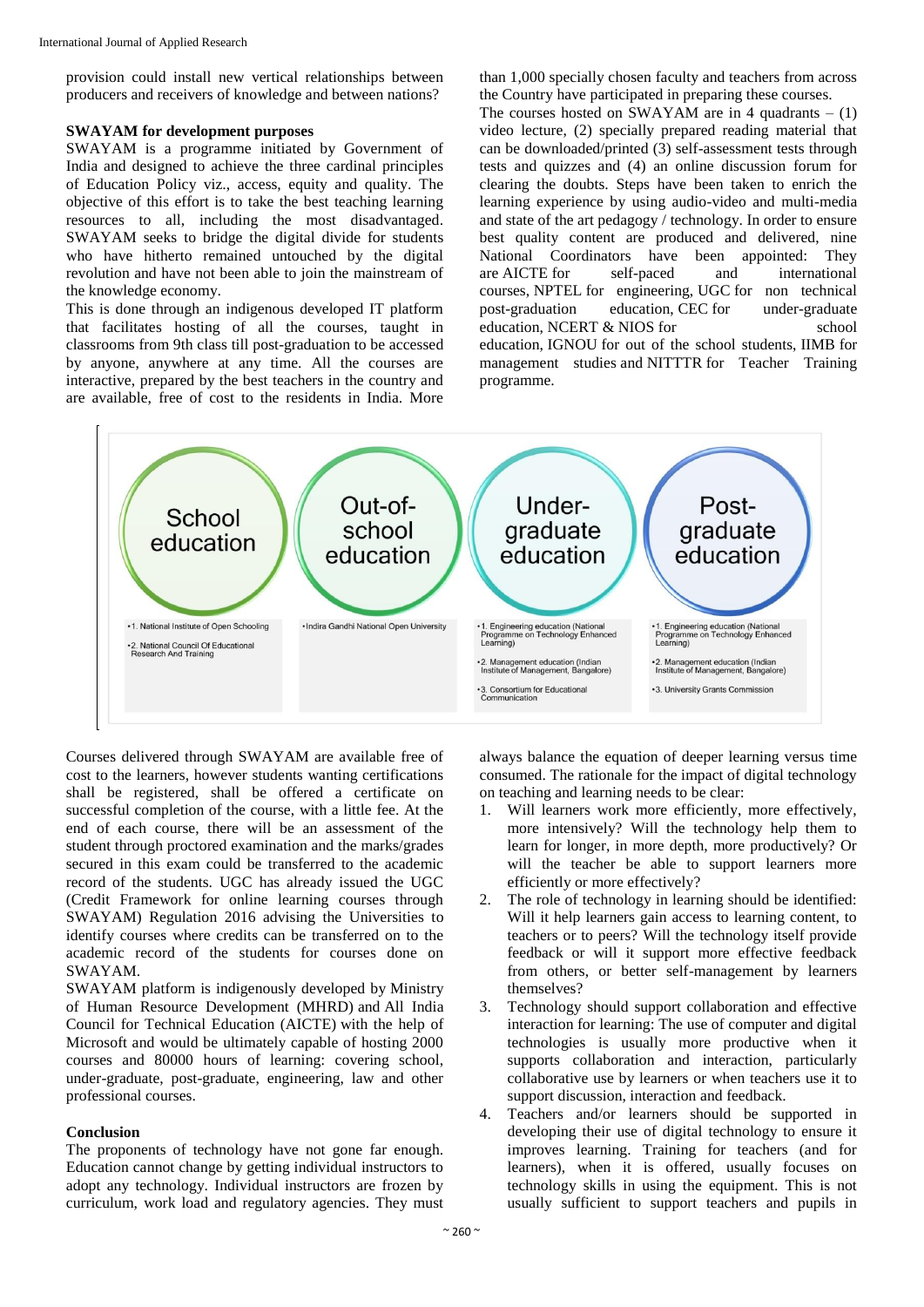provision could install new vertical relationships between producers and receivers of knowledge and between nations?

### SWAYAM for development purposes

SWAYAM is a programme initiated by Government of India and designed to achieve the three cardinal principles of Education Policy viz., access, equity and quality. The objective of this effort is to take the best teaching learning resources to all, including the most disadvantaged. SWAYAM seeks to bridge the digital divide for students who have hitherto remained untouched by the digital revolution and have not been able to join the mainstream of the knowledge economy.

This is done through an indigenous developed IT platform that facilitates hosting of all the courses, taught in classrooms from 9th class till post-graduation to be accessed by anyone, anywhere at any time. All the courses are interactive, prepared by the best teachers in the country and are available, free of cost to the residents in India. More than 1,000 specially chosen faculty and teachers from across the Country have participated in preparing these courses.

The courses hosted on SWAYAM are in 4 quadrants – (1) video lecture, (2) specially prepared reading material that can be downloaded/printed (3) self-assessment tests through tests and quizzes and (4) an online discussion forum for clearing the doubts. Steps have been taken to enrich the learning experience by using audio-video and multi-media and state of the art pedagogy / technology. In order to ensure best quality content are produced and delivered, nine National Coordinators have been appointed: They are AICTE for self-paced and international courses, NPTEL for engineering, UGC for non technical post-graduation education, CEC for under-graduate education, NCERT & NIOS for school education, IGNOU for out of the school students, IIMB for management studies and NITTTR for Teacher Training programme.

| School education | Out-of-school education | Under-graduate education | Post-graduate education |
|---|---|---|---|
| • 1. National Institute of Open Schooling<br>• 2. National Council Of Educational Research And Training | • Indira Gandhi National Open University | • 1. Engineering education (National Programme on Technology Enhanced Learning)<br>• 2. Management education (Indian Institute of Management, Bangalore)<br>• 3. Consortium for Educational Communication | • 1. Engineering education (National Programme on Technology Enhanced Learning)<br>• 2. Management education (Indian Institute of Management, Bangalore)<br>• 3. University Grants Commission |

Courses delivered through SWAYAM are available free of cost to the learners, however students wanting certifications shall be registered, shall be offered a certificate on successful completion of the course, with a little fee. At the end of each course, there will be an assessment of the student through proctored examination and the marks/grades secured in this exam could be transferred to the academic record of the students. UGC has already issued the UGC (Credit Framework for online learning courses through SWAYAM) Regulation 2016 advising the Universities to identify courses where credits can be transferred on to the academic record of the students for courses done on SWAYAM.

SWAYAM platform is indigenously developed by Ministry of Human Resource Development (MHRD) and All India Council for Technical Education (AICTE) with the help of Microsoft and would be ultimately capable of hosting 2000 courses and 80000 hours of learning: covering school, under-graduate, post-graduate, engineering, law and other professional courses.

### Conclusion

The proponents of technology have not gone far enough. Education cannot change by getting individual instructors to adopt any technology. Individual instructors are frozen by curriculum, work load and regulatory agencies. They must always balance the equation of deeper learning versus time consumed. The rationale for the impact of digital technology on teaching and learning needs to be clear:

1. Will learners work more efficiently, more effectively, more intensively? Will the technology help them to learn for longer, in more depth, more productively? Or will the teacher be able to support learners more efficiently or more effectively?
2. The role of technology in learning should be identified: Will it help learners gain access to learning content, to teachers or to peers? Will the technology itself provide feedback or will it support more effective feedback from others, or better self-management by learners themselves?
3. Technology should support collaboration and effective interaction for learning: The use of computer and digital technologies is usually more productive when it supports collaboration and interaction, particularly collaborative use by learners or when teachers use it to support discussion, interaction and feedback.
4. Teachers and/or learners should be supported in developing their use of digital technology to ensure it improves learning. Training for teachers (and for learners), when it is offered, usually focuses on technology skills in using the equipment. This is not usually sufficient to support teachers and pupils in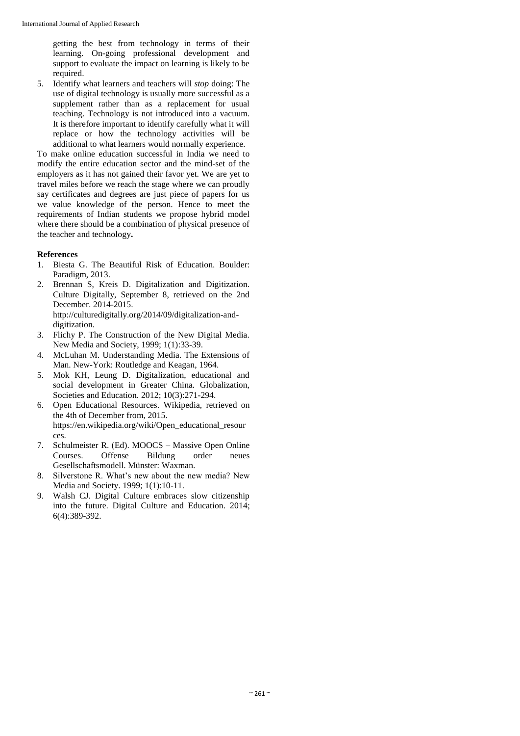getting the best from technology in terms of their learning. On-going professional development and support to evaluate the impact on learning is likely to be required.

5. Identify what learners and teachers will *stop* doing: The use of digital technology is usually more successful as a supplement rather than as a replacement for usual teaching. Technology is not introduced into a vacuum. It is therefore important to identify carefully what it will replace or how the technology activities will be additional to what learners would normally experience.

To make online education successful in India we need to modify the entire education sector and the mind-set of the employers as it has not gained their favor yet. We are yet to travel miles before we reach the stage where we can proudly say certificates and degrees are just piece of papers for us we value knowledge of the person. Hence to meet the requirements of Indian students we propose hybrid model where there should be a combination of physical presence of the teacher and technology**.**

## References

1. Biesta G. The Beautiful Risk of Education. Boulder: Paradigm, 2013.
2. Brennan S, Kreis D. Digitalization and Digitization. Culture Digitally, September 8, retrieved on the 2nd December. 2014-2015. http://culturedigitally.org/2014/09/digitalization-and-digitization.
3. Flichy P. The Construction of the New Digital Media. New Media and Society, 1999; 1(1):33-39.
4. McLuhan M. Understanding Media. The Extensions of Man. New-York: Routledge and Keagan, 1964.
5. Mok KH, Leung D. Digitalization, educational and social development in Greater China. Globalization, Societies and Education. 2012; 10(3):271-294.
6. Open Educational Resources. Wikipedia, retrieved on the 4th of December from, 2015. https://en.wikipedia.org/wiki/Open_educational_resources.
7. Schulmeister R. (Ed). MOOCS – Massive Open Online Courses. Offense Bildung order neues Gesellschaftsmodell. Münster: Waxman.
8. Silverstone R. What's new about the new media? New Media and Society. 1999; 1(1):10-11.
9. Walsh CJ. Digital Culture embraces slow citizenship into the future. Digital Culture and Education. 2014; 6(4):389-392.